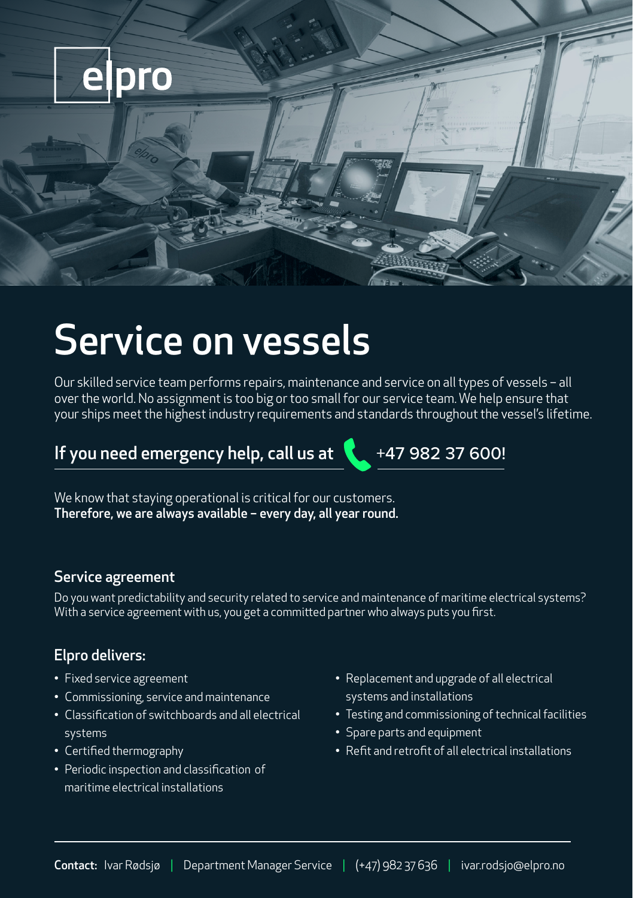elpro

# Service on vessels

Our skilled service team performs repairs, maintenance and service on all types of vessels – all over the world. No assignment is too big or too small for our service team. We help ensure that your ships meet the highest industry requirements and standards throughout the vessel's lifetime.

## If you need emergency help, call us at +47 982 37 600!

We know that staying operational is critical for our customers.
**Therefore, we are always available – every day, all year round.**

### Service agreement

Do you want predictability and security related to service and maintenance of maritime electrical systems? With a service agreement with us, you get a committed partner who always puts you first.

### Elpro delivers:

- Fixed service agreement
- Commissioning, service and maintenance
- Classification of switchboards and all electrical systems
- Certified thermography
- Periodic inspection and classification of maritime electrical installations
- Replacement and upgrade of all electrical systems and installations
- Testing and commissioning of technical facilities
- Spare parts and equipment
- Refit and retrofit of all electrical installations

**Contact:** Ivar Rødsjø | Department Manager Service | (+47) 982 37 636 | ivar.rodsjo@elpro.no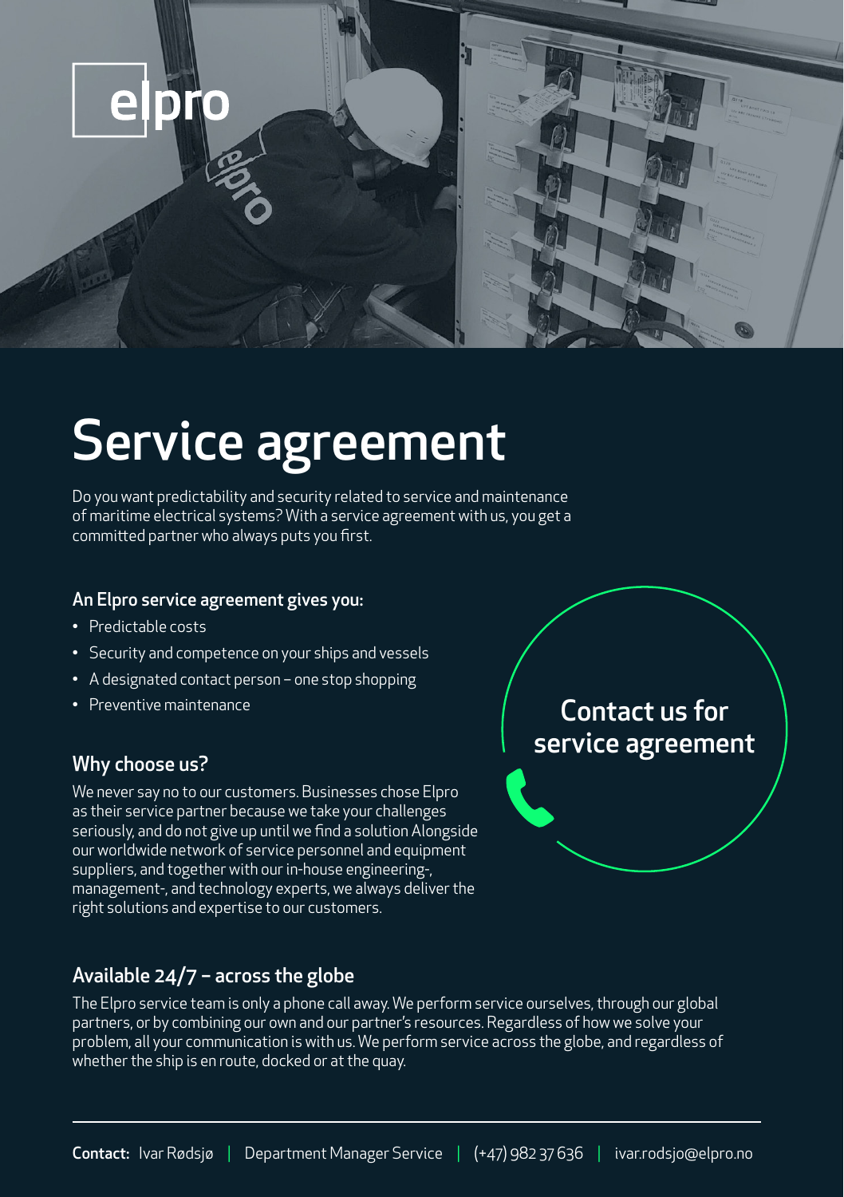# Service agreement

Do you want predictability and security related to service and maintenance of maritime electrical systems? With a service agreement with us, you get a committed partner who always puts you first.

### An Elpro service agreement gives you:

- Predictable costs
- Security and competence on your ships and vessels
- A designated contact person – one stop shopping
- Preventive maintenance

**Contact us for service agreement**

### Why choose us?

We never say no to our customers. Businesses chose Elpro as their service partner because we take your challenges seriously, and do not give up until we find a solution Alongside our worldwide network of service personnel and equipment suppliers, and together with our in-house engineering-, management-, and technology experts, we always deliver the right solutions and expertise to our customers.

### Available 24/7 – across the globe

The Elpro service team is only a phone call away. We perform service ourselves, through our global partners, or by combining our own and our partner's resources. Regardless of how we solve your problem, all your communication is with us. We perform service across the globe, and regardless of whether the ship is en route, docked or at the quay.

**Contact:** Ivar Rødsjø | Department Manager Service | (+47) 982 37 636 | ivar.rodsjo@elpro.no